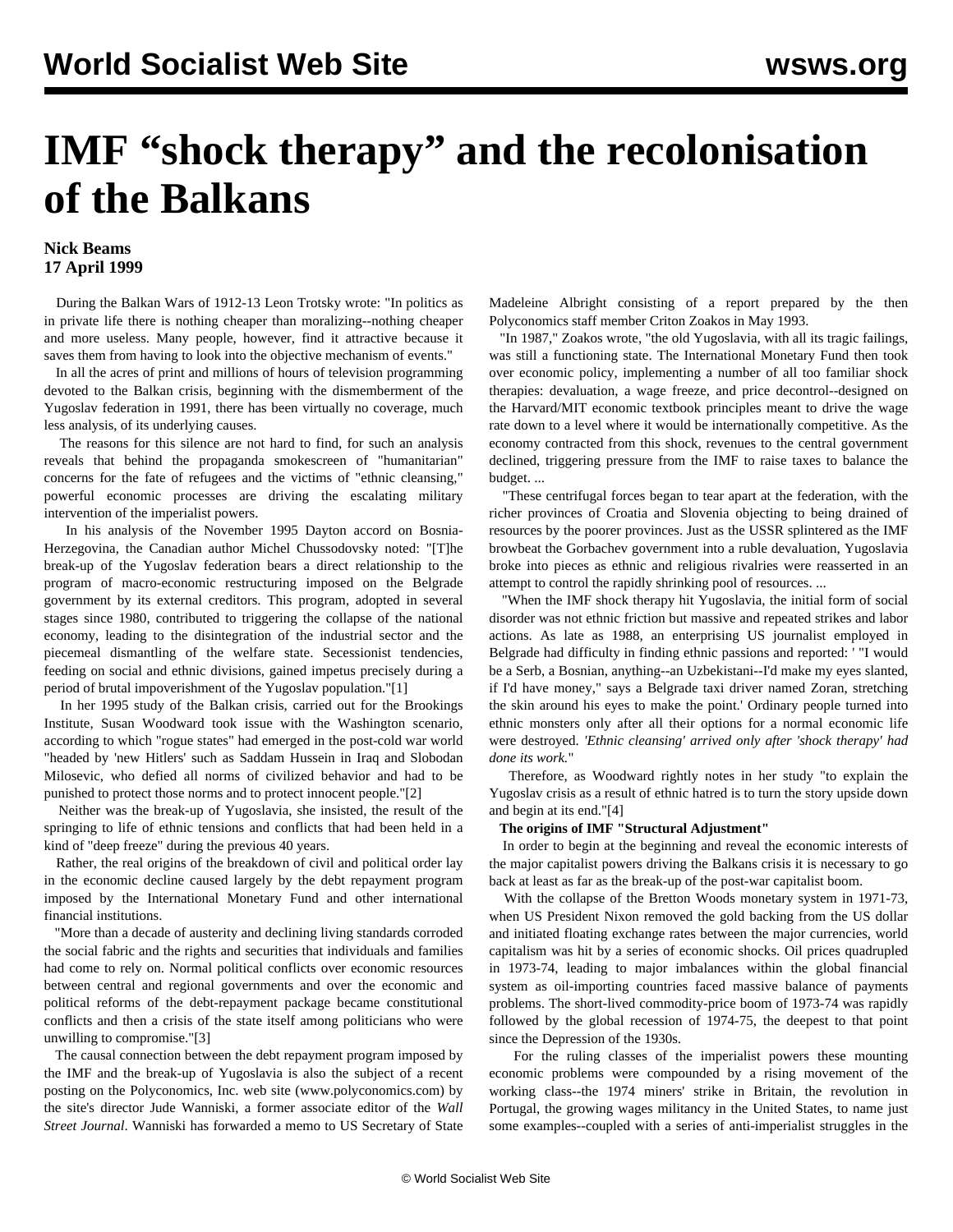# IMF "shock therapy" and the recolonisation of the Balkans

**Nick Beams**
**17 April 1999**

During the Balkan Wars of 1912-13 Leon Trotsky wrote: "In politics as in private life there is nothing cheaper than moralizing--nothing cheaper and more useless. Many people, however, find it attractive because it saves them from having to look into the objective mechanism of events."

In all the acres of print and millions of hours of television programming devoted to the Balkan crisis, beginning with the dismemberment of the Yugoslav federation in 1991, there has been virtually no coverage, much less analysis, of its underlying causes.

The reasons for this silence are not hard to find, for such an analysis reveals that behind the propaganda smokescreen of "humanitarian" concerns for the fate of refugees and the victims of "ethnic cleansing," powerful economic processes are driving the escalating military intervention of the imperialist powers.

In his analysis of the November 1995 Dayton accord on Bosnia-Herzegovina, the Canadian author Michel Chussodovsky noted: "[T]he break-up of the Yugoslav federation bears a direct relationship to the program of macro-economic restructuring imposed on the Belgrade government by its external creditors. This program, adopted in several stages since 1980, contributed to triggering the collapse of the national economy, leading to the disintegration of the industrial sector and the piecemeal dismantling of the welfare state. Secessionist tendencies, feeding on social and ethnic divisions, gained impetus precisely during a period of brutal impoverishment of the Yugoslav population."[1]

In her 1995 study of the Balkan crisis, carried out for the Brookings Institute, Susan Woodward took issue with the Washington scenario, according to which "rogue states" had emerged in the post-cold war world "headed by 'new Hitlers' such as Saddam Hussein in Iraq and Slobodan Milosevic, who defied all norms of civilized behavior and had to be punished to protect those norms and to protect innocent people."[2]

Neither was the break-up of Yugoslavia, she insisted, the result of the springing to life of ethnic tensions and conflicts that had been held in a kind of "deep freeze" during the previous 40 years.

Rather, the real origins of the breakdown of civil and political order lay in the economic decline caused largely by the debt repayment program imposed by the International Monetary Fund and other international financial institutions.

"More than a decade of austerity and declining living standards corroded the social fabric and the rights and securities that individuals and families had come to rely on. Normal political conflicts over economic resources between central and regional governments and over the economic and political reforms of the debt-repayment package became constitutional conflicts and then a crisis of the state itself among politicians who were unwilling to compromise."[3]

The causal connection between the debt repayment program imposed by the IMF and the break-up of Yugoslavia is also the subject of a recent posting on the Polyconomics, Inc. web site (www.polyconomics.com) by the site's director Jude Wanniski, a former associate editor of the *Wall Street Journal*. Wanniski has forwarded a memo to US Secretary of State Madeleine Albright consisting of a report prepared by the then Polyconomics staff member Criton Zoakos in May 1993.

"In 1987," Zoakos wrote, "the old Yugoslavia, with all its tragic failings, was still a functioning state. The International Monetary Fund then took over economic policy, implementing a number of all too familiar shock therapies: devaluation, a wage freeze, and price decontrol--designed on the Harvard/MIT economic textbook principles meant to drive the wage rate down to a level where it would be internationally competitive. As the economy contracted from this shock, revenues to the central government declined, triggering pressure from the IMF to raise taxes to balance the budget. ...

"These centrifugal forces began to tear apart at the federation, with the richer provinces of Croatia and Slovenia objecting to being drained of resources by the poorer provinces. Just as the USSR splintered as the IMF browbeat the Gorbachev government into a ruble devaluation, Yugoslavia broke into pieces as ethnic and religious rivalries were reasserted in an attempt to control the rapidly shrinking pool of resources. ...

"When the IMF shock therapy hit Yugoslavia, the initial form of social disorder was not ethnic friction but massive and repeated strikes and labor actions. As late as 1988, an enterprising US journalist employed in Belgrade had difficulty in finding ethnic passions and reported: ' "I would be a Serb, a Bosnian, anything--an Uzbekistani--I'd make my eyes slanted, if I'd have money," says a Belgrade taxi driver named Zoran, stretching the skin around his eyes to make the point.' Ordinary people turned into ethnic monsters only after all their options for a normal economic life were destroyed. *'Ethnic cleansing' arrived only after 'shock therapy' had done its work.*"

Therefore, as Woodward rightly notes in her study "to explain the Yugoslav crisis as a result of ethnic hatred is to turn the story upside down and begin at its end."[4]

**The origins of IMF "Structural Adjustment"**

In order to begin at the beginning and reveal the economic interests of the major capitalist powers driving the Balkans crisis it is necessary to go back at least as far as the break-up of the post-war capitalist boom.

With the collapse of the Bretton Woods monetary system in 1971-73, when US President Nixon removed the gold backing from the US dollar and initiated floating exchange rates between the major currencies, world capitalism was hit by a series of economic shocks. Oil prices quadrupled in 1973-74, leading to major imbalances within the global financial system as oil-importing countries faced massive balance of payments problems. The short-lived commodity-price boom of 1973-74 was rapidly followed by the global recession of 1974-75, the deepest to that point since the Depression of the 1930s.

For the ruling classes of the imperialist powers these mounting economic problems were compounded by a rising movement of the working class--the 1974 miners' strike in Britain, the revolution in Portugal, the growing wages militancy in the United States, to name just some examples--coupled with a series of anti-imperialist struggles in the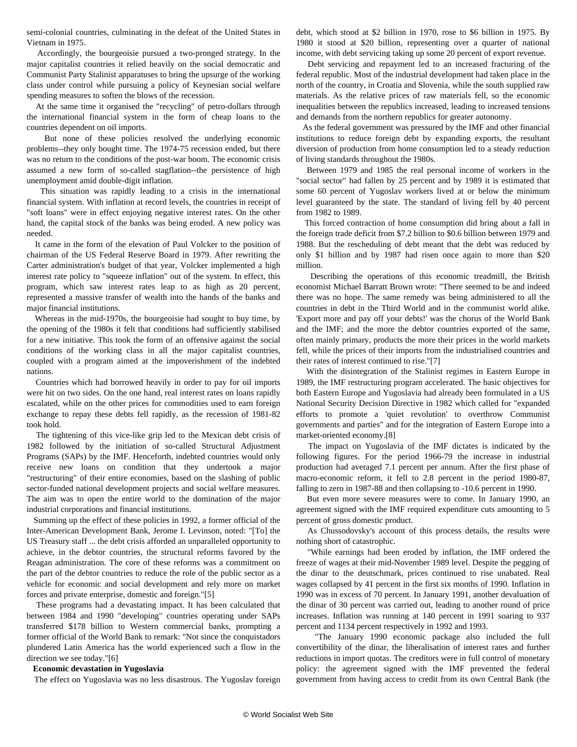semi-colonial countries, culminating in the defeat of the United States in Vietnam in 1975.

Accordingly, the bourgeoisie pursued a two-pronged strategy. In the major capitalist countries it relied heavily on the social democratic and Communist Party Stalinist apparatuses to bring the upsurge of the working class under control while pursuing a policy of Keynesian social welfare spending measures to soften the blows of the recession.

At the same time it organised the "recycling" of petro-dollars through the international financial system in the form of cheap loans to the countries dependent on oil imports.

But none of these policies resolved the underlying economic problems--they only bought time. The 1974-75 recession ended, but there was no return to the conditions of the post-war boom. The economic crisis assumed a new form of so-called stagflation--the persistence of high unemployment amid double-digit inflation.

This situation was rapidly leading to a crisis in the international financial system. With inflation at record levels, the countries in receipt of "soft loans" were in effect enjoying negative interest rates. On the other hand, the capital stock of the banks was being eroded. A new policy was needed.

It came in the form of the elevation of Paul Volcker to the position of chairman of the US Federal Reserve Board in 1979. After rewriting the Carter administration's budget of that year, Volcker implemented a high interest rate policy to "squeeze inflation" out of the system. In effect, this program, which saw interest rates leap to as high as 20 percent, represented a massive transfer of wealth into the hands of the banks and major financial institutions.

Whereas in the mid-1970s, the bourgeoisie had sought to buy time, by the opening of the 1980s it felt that conditions had sufficiently stabilised for a new initiative. This took the form of an offensive against the social conditions of the working class in all the major capitalist countries, coupled with a program aimed at the impoverishment of the indebted nations.

Countries which had borrowed heavily in order to pay for oil imports were hit on two sides. On the one hand, real interest rates on loans rapidly escalated, while on the other prices for commodities used to earn foreign exchange to repay these debts fell rapidly, as the recession of 1981-82 took hold.

The tightening of this vice-like grip led to the Mexican debt crisis of 1982 followed by the initiation of so-called Structural Adjustment Programs (SAPs) by the IMF. Henceforth, indebted countries would only receive new loans on condition that they undertook a major "restructuring" of their entire economies, based on the slashing of public sector-funded national development projects and social welfare measures. The aim was to open the entire world to the domination of the major industrial corporations and financial institutions.

Summing up the effect of these policies in 1992, a former official of the Inter-American Development Bank, Jerome I. Levinson, noted: "[To] the US Treasury staff ... the debt crisis afforded an unparalleled opportunity to achieve, in the debtor countries, the structural reforms favored by the Reagan administration. The core of these reforms was a commitment on the part of the debtor countries to reduce the role of the public sector as a vehicle for economic and social development and rely more on market forces and private enterprise, domestic and foreign."[5]

These programs had a devastating impact. It has been calculated that between 1984 and 1990 "developing" countries operating under SAPs transferred $178 billion to Western commercial banks, prompting a former official of the World Bank to remark: "Not since the conquistadors plundered Latin America has the world experienced such a flow in the direction we see today."[6]

**Economic devastation in Yugoslavia**

The effect on Yugoslavia was no less disastrous. The Yugoslav foreign debt, which stood at $2 billion in 1970, rose to $6 billion in 1975. By 1980 it stood at $20 billion, representing over a quarter of national income, with debt servicing taking up some 20 percent of export revenue.

Debt servicing and repayment led to an increased fracturing of the federal republic. Most of the industrial development had taken place in the north of the country, in Croatia and Slovenia, while the south supplied raw materials. As the relative prices of raw materials fell, so the economic inequalities between the republics increased, leading to increased tensions and demands from the northern republics for greater autonomy.

As the federal government was pressured by the IMF and other financial institutions to reduce foreign debt by expanding exports, the resultant diversion of production from home consumption led to a steady reduction of living standards throughout the 1980s.

Between 1979 and 1985 the real personal income of workers in the "social sector" had fallen by 25 percent and by 1989 it is estimated that some 60 percent of Yugoslav workers lived at or below the minimum level guaranteed by the state. The standard of living fell by 40 percent from 1982 to 1989.

This forced contraction of home consumption did bring about a fall in the foreign trade deficit from $7.2 billion to $0.6 billion between 1979 and 1988. But the rescheduling of debt meant that the debt was reduced by only $1 billion and by 1987 had risen once again to more than $20 million.

Describing the operations of this economic treadmill, the British economist Michael Barratt Brown wrote: "There seemed to be and indeed there was no hope. The same remedy was being administered to all the countries in debt in the Third World and in the communist world alike. 'Export more and pay off your debts!' was the chorus of the World Bank and the IMF; and the more the debtor countries exported of the same, often mainly primary, products the more their prices in the world markets fell, while the prices of their imports from the industrialised countries and their rates of interest continued to rise."[7]

With the disintegration of the Stalinist regimes in Eastern Europe in 1989, the IMF restructuring program accelerated. The basic objectives for both Eastern Europe and Yugoslavia had already been formulated in a US National Security Decision Directive in 1982 which called for "expanded efforts to promote a 'quiet revolution' to overthrow Communist governments and parties" and for the integration of Eastern Europe into a market-oriented economy.[8]

The impact on Yugoslavia of the IMF dictates is indicated by the following figures. For the period 1966-79 the increase in industrial production had averaged 7.1 percent per annum. After the first phase of macro-economic reform, it fell to 2.8 percent in the period 1980-87, falling to zero in 1987-88 and then collapsing to -10.6 percent in 1990.

But even more severe measures were to come. In January 1990, an agreement signed with the IMF required expenditure cuts amounting to 5 percent of gross domestic product.

As Chussodovsky's account of this process details, the results were nothing short of catastrophic.

"While earnings had been eroded by inflation, the IMF ordered the freeze of wages at their mid-November 1989 level. Despite the pegging of the dinar to the deutschmark, prices continued to rise unabated. Real wages collapsed by 41 percent in the first six months of 1990. Inflation in 1990 was in excess of 70 percent. In January 1991, another devaluation of the dinar of 30 percent was carried out, leading to another round of price increases. Inflation was running at 140 percent in 1991 soaring to 937 percent and 1134 percent respectively in 1992 and 1993.

"The January 1990 economic package also included the full convertibility of the dinar, the liberalisation of interest rates and further reductions in import quotas. The creditors were in full control of monetary policy: the agreement signed with the IMF prevented the federal government from having access to credit from its own Central Bank (the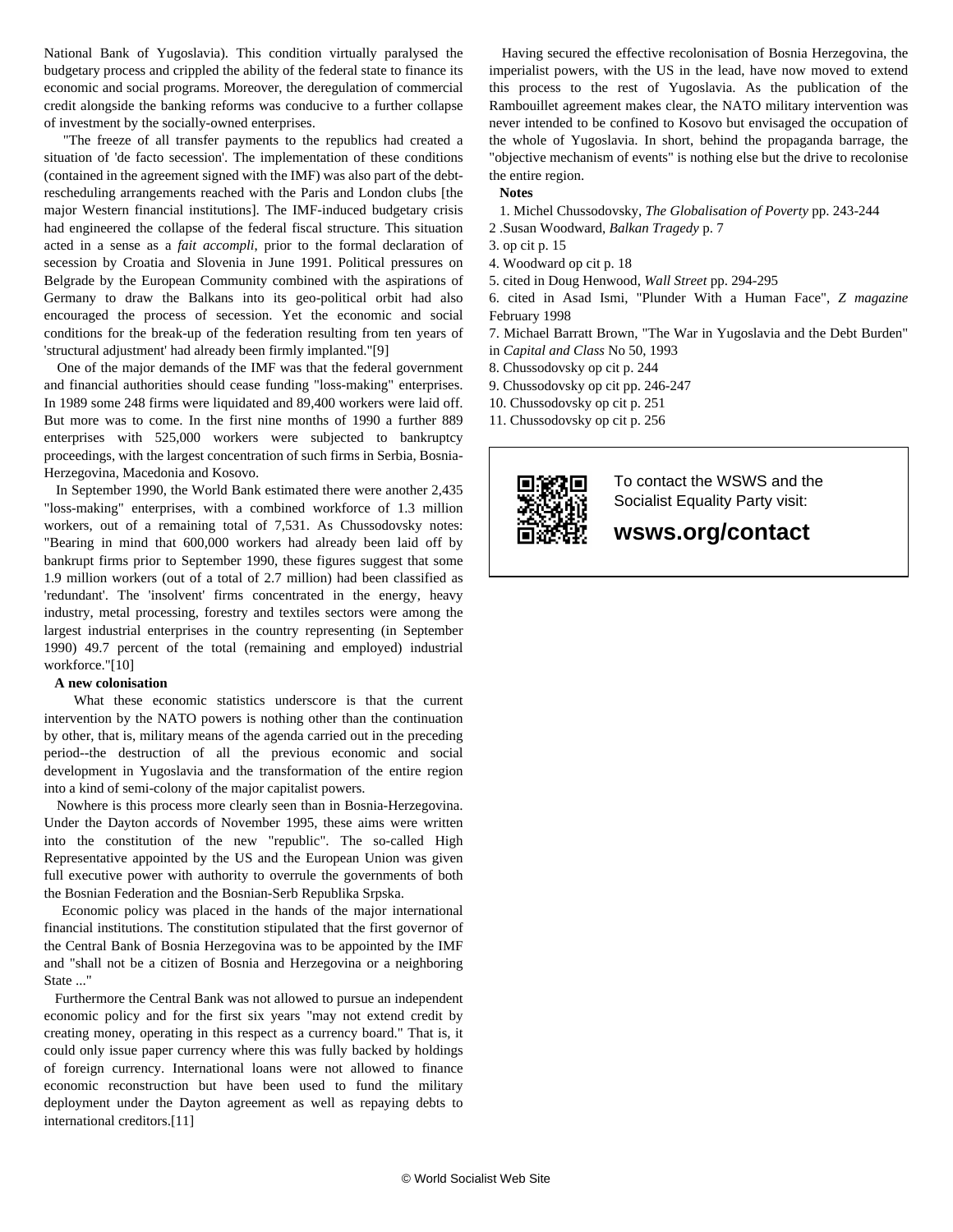National Bank of Yugoslavia). This condition virtually paralysed the budgetary process and crippled the ability of the federal state to finance its economic and social programs. Moreover, the deregulation of commercial credit alongside the banking reforms was conducive to a further collapse of investment by the socially-owned enterprises.

"The freeze of all transfer payments to the republics had created a situation of 'de facto secession'. The implementation of these conditions (contained in the agreement signed with the IMF) was also part of the debt-rescheduling arrangements reached with the Paris and London clubs [the major Western financial institutions]. The IMF-induced budgetary crisis had engineered the collapse of the federal fiscal structure. This situation acted in a sense as a *fait accompli*, prior to the formal declaration of secession by Croatia and Slovenia in June 1991. Political pressures on Belgrade by the European Community combined with the aspirations of Germany to draw the Balkans into its geo-political orbit had also encouraged the process of secession. Yet the economic and social conditions for the break-up of the federation resulting from ten years of 'structural adjustment' had already been firmly implanted."[9]

One of the major demands of the IMF was that the federal government and financial authorities should cease funding "loss-making" enterprises. In 1989 some 248 firms were liquidated and 89,400 workers were laid off. But more was to come. In the first nine months of 1990 a further 889 enterprises with 525,000 workers were subjected to bankruptcy proceedings, with the largest concentration of such firms in Serbia, Bosnia-Herzegovina, Macedonia and Kosovo.

In September 1990, the World Bank estimated there were another 2,435 "loss-making" enterprises, with a combined workforce of 1.3 million workers, out of a remaining total of 7,531. As Chussodovsky notes: "Bearing in mind that 600,000 workers had already been laid off by bankrupt firms prior to September 1990, these figures suggest that some 1.9 million workers (out of a total of 2.7 million) had been classified as 'redundant'. The 'insolvent' firms concentrated in the energy, heavy industry, metal processing, forestry and textiles sectors were among the largest industrial enterprises in the country representing (in September 1990) 49.7 percent of the total (remaining and employed) industrial workforce."[10]

**A new colonisation**

What these economic statistics underscore is that the current intervention by the NATO powers is nothing other than the continuation by other, that is, military means of the agenda carried out in the preceding period--the destruction of all the previous economic and social development in Yugoslavia and the transformation of the entire region into a kind of semi-colony of the major capitalist powers.

Nowhere is this process more clearly seen than in Bosnia-Herzegovina. Under the Dayton accords of November 1995, these aims were written into the constitution of the new "republic". The so-called High Representative appointed by the US and the European Union was given full executive power with authority to overrule the governments of both the Bosnian Federation and the Bosnian-Serb Republika Srpska.

Economic policy was placed in the hands of the major international financial institutions. The constitution stipulated that the first governor of the Central Bank of Bosnia Herzegovina was to be appointed by the IMF and "shall not be a citizen of Bosnia and Herzegovina or a neighboring State ..."

Furthermore the Central Bank was not allowed to pursue an independent economic policy and for the first six years "may not extend credit by creating money, operating in this respect as a currency board." That is, it could only issue paper currency where this was fully backed by holdings of foreign currency. International loans were not allowed to finance economic reconstruction but have been used to fund the military deployment under the Dayton agreement as well as repaying debts to international creditors.[11]

Having secured the effective recolonisation of Bosnia Herzegovina, the imperialist powers, with the US in the lead, have now moved to extend this process to the rest of Yugoslavia. As the publication of the Rambouillet agreement makes clear, the NATO military intervention was never intended to be confined to Kosovo but envisaged the occupation of the whole of Yugoslavia. In short, behind the propaganda barrage, the "objective mechanism of events" is nothing else but the drive to recolonise the entire region.

**Notes**

1. Michel Chussodovsky, *The Globalisation of Poverty* pp. 243-244
2 .Susan Woodward, *Balkan Tragedy* p. 7
3. op cit p. 15
4. Woodward op cit p. 18
5. cited in Doug Henwood, *Wall Street* pp. 294-295
6. cited in Asad Ismi, "Plunder With a Human Face", *Z magazine* February 1998
7. Michael Barratt Brown, "The War in Yugoslavia and the Debt Burden" in *Capital and Class* No 50, 1993
8. Chussodovsky op cit p. 244
9. Chussodovsky op cit pp. 246-247
10. Chussodovsky op cit p. 251
11. Chussodovsky op cit p. 256

To contact the WSWS and the Socialist Equality Party visit:

**wsws.org/contact**